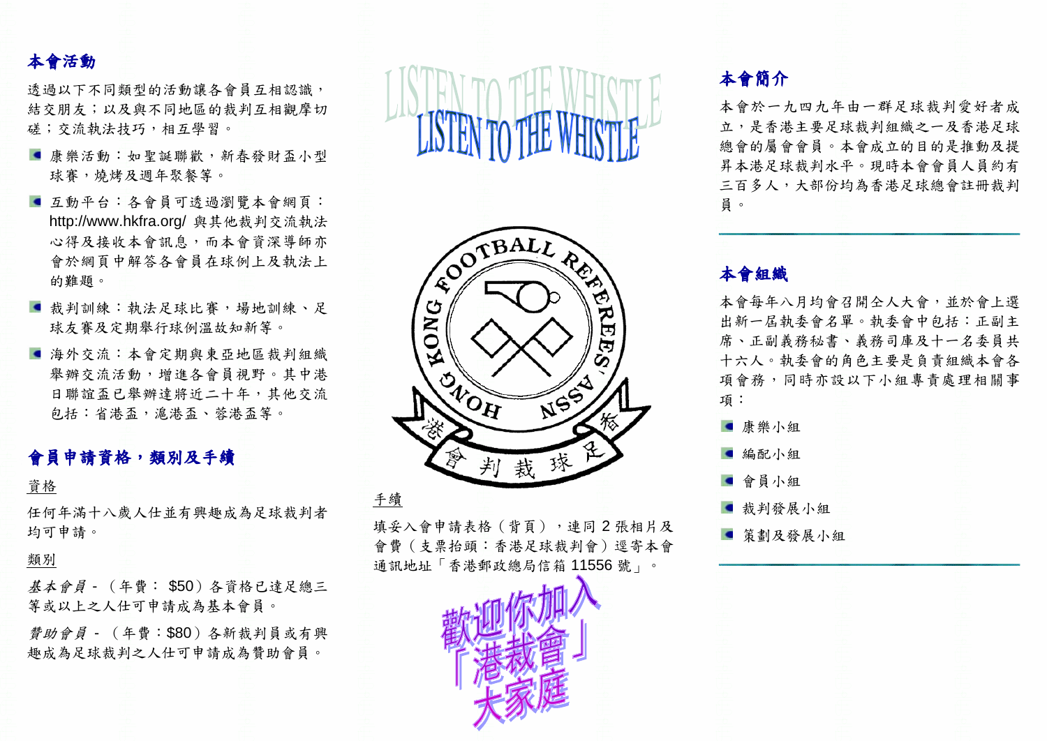## 本會活動

透過以下不同類型的活動讓各會員互相認識，結交朋友；以及與不同地區的裁判互相觀摩切磋；交流執法技巧，相互學習。

- 康樂活動：如聖誕聯歡，新春發財盃小型球賽，燒烤及週年聚餐等。
- 互動平台：各會員可透過瀏覽本會網頁：http://www.hkfra.org/ 與其他裁判交流執法心得及接收本會訊息，而本會資深導師亦會於網頁中解答各會員在球例上及執法上的難題。
- 裁判訓練：執法足球比賽，場地訓練、足球友賽及定期舉行球例溫故知新等。
- 海外交流：本會定期與東亞地區裁判組織舉辦交流活動，增進各會員視野。其中港日聯誼盃已舉辦達將近二十年，其他交流包括：省港盃，滬港盃、蓉港盃等。

## 會員申請資格，類別及手續

資格

任何年滿十八歲人仕並有興趣成為足球裁判者均可申請。

類別

*基本會員* - （年費： $50）各資格已達足總三等或以上之人仕可申請成為基本會員。

*贊助會員* - （年費：$80）各新裁判員或有興趣成為足球裁判之人仕可申請成為贊助會員。

LISTEN TO THE WHISTLE

HONG KONG FOOTBALL REFEREES' ASSN 香港足球裁判會

手續

填妥入會申請表格（背頁），連同 2 張相片及會費（支票抬頭：香港足球裁判會）逕寄本會通訊地址「香港郵政總局信箱 11556 號」。

歡迎你加入「港裁會」大家庭

## 本會簡介

本會於一九四九年由一群足球裁判愛好者成立，是香港主要足球裁判組織之一及香港足球總會的屬會會員。本會成立的目的是推動及提昇本港足球裁判水平。現時本會會員人員約有三百多人，大部份均為香港足球總會註冊裁判員。

## 本會組織

本會每年八月均會召開全人大會，並於會上選出新一屆執委會名單。執委會中包括：正副主席、正副義務秘書、義務司庫及十一名委員共十六人。執委會的角色主要是負責組織本會各項會務，同時亦設以下小組專責處理相關事項：

- 康樂小組
- 編配小組
- 會員小組
- 裁判發展小組
- 策劃及發展小組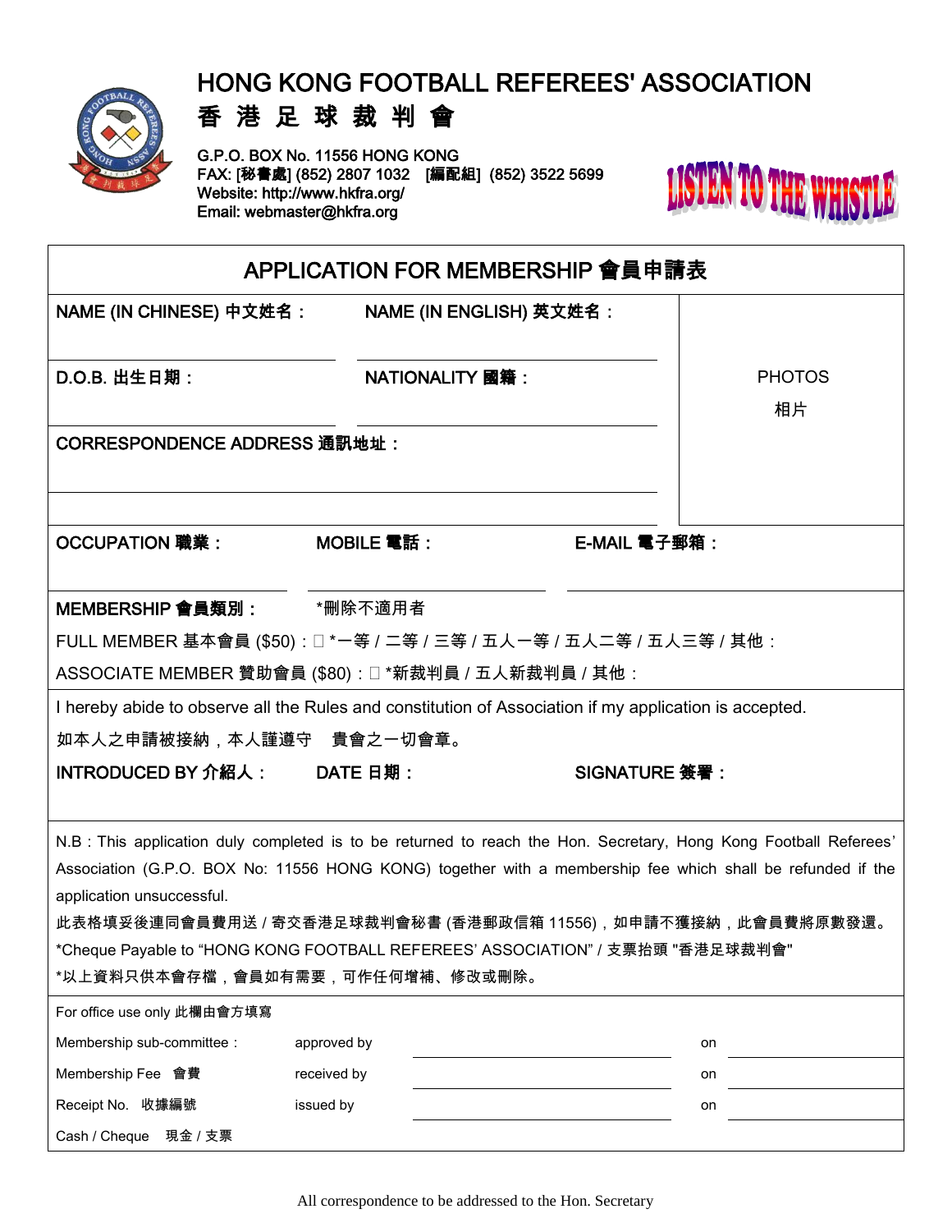# HONG KONG FOOTBALL REFEREES' ASSOCIATION

# 香 港 足 球 裁 判 會

G.P.O. BOX No. 11556 HONG KONG
FAX: [秘書處] (852) 2807 1032 [編配組] (852) 3522 5699
Website: http://www.hkfra.org/
Email: webmaster@hkfra.org

LISTEN TO THE WHISTLE

## APPLICATION FOR MEMBERSHIP 會員申請表

| | | |
|---|---|---|
| NAME (IN CHINESE) 中文姓名： | NAME (IN ENGLISH) 英文姓名： | PHOTOS 相片 |
| D.O.B. 出生日期： | NATIONALITY 國籍： | |
| CORRESPONDENCE ADDRESS 通訊地址： | | |

| | | |
|---|---|---|
| OCCUPATION 職業： | MOBILE 電話： | E-MAIL 電子郵箱： |

MEMBERSHIP 會員類別： *刪除不適用者

FULL MEMBER 基本會員 ($50) : □ *一等 / 二等 / 三等 / 五人一等 / 五人二等 / 五人三等 / 其他：

ASSOCIATE MEMBER 贊助會員 ($80) : □ *新裁判員 / 五人新裁判員 / 其他：

I hereby abide to observe all the Rules and constitution of Association if my application is accepted.

如本人之申請被接納，本人謹遵守　貴會之一切會章。

| | | |
|---|---|---|
| INTRODUCED BY 介紹人： | DATE 日期： | SIGNATURE 簽署： |

N.B : This application duly completed is to be returned to reach the Hon. Secretary, Hong Kong Football Referees' Association (G.P.O. BOX No: 11556 HONG KONG) together with a membership fee which shall be refunded if the application unsuccessful.

此表格填妥後連同會員費用送 / 寄交香港足球裁判會秘書 (香港郵政信箱 11556)，如申請不獲接納，此會員費將原數發還。

*Cheque Payable to "HONG KONG FOOTBALL REFEREES' ASSOCIATION" / 支票抬頭 "香港足球裁判會"

*以上資料只供本會存檔，會員如有需要，可作任何增補、修改或刪除。

For office use only 此欄由會方填寫

| | | | | |
|---|---|---|---|---|
| Membership sub-committee : | approved by | | on | |
| Membership Fee 會費 | received by | | on | |
| Receipt No. 收據編號 | issued by | | on | |
| Cash / Cheque 現金 / 支票 | | | | |

All correspondence to be addressed to the Hon. Secretary